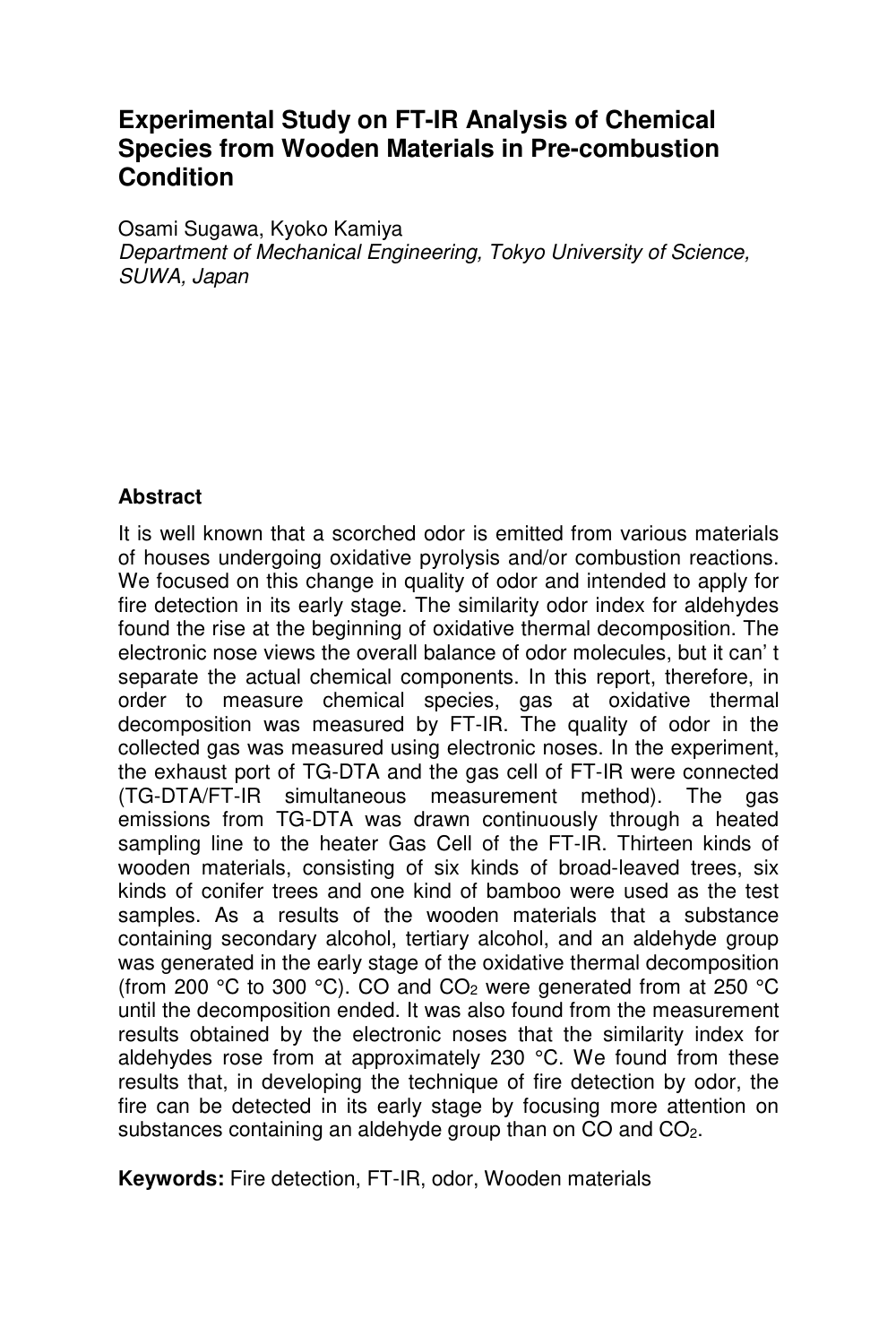# Experimental Study on FT-IR Analysis of Chemical Species from Wooden Materials in Pre-combustion Condition

Osami Sugawa, Kyoko Kamiya

*Department of Mechanical Engineering, Tokyo University of Science, SUWA, Japan*

## Abstract

It is well known that a scorched odor is emitted from various materials of houses undergoing oxidative pyrolysis and/or combustion reactions. We focused on this change in quality of odor and intended to apply for fire detection in its early stage. The similarity odor index for aldehydes found the rise at the beginning of oxidative thermal decomposition. The electronic nose views the overall balance of odor molecules, but it can' t separate the actual chemical components. In this report, therefore, in order to measure chemical species, gas at oxidative thermal decomposition was measured by FT-IR. The quality of odor in the collected gas was measured using electronic noses. In the experiment, the exhaust port of TG-DTA and the gas cell of FT-IR were connected (TG-DTA/FT-IR simultaneous measurement method). The gas emissions from TG-DTA was drawn continuously through a heated sampling line to the heater Gas Cell of the FT-IR. Thirteen kinds of wooden materials, consisting of six kinds of broad-leaved trees, six kinds of conifer trees and one kind of bamboo were used as the test samples. As a results of the wooden materials that a substance containing secondary alcohol, tertiary alcohol, and an aldehyde group was generated in the early stage of the oxidative thermal decomposition (from 200 °C to 300 °C). CO and $CO_2$ were generated from at 250 °C until the decomposition ended. It was also found from the measurement results obtained by the electronic noses that the similarity index for aldehydes rose from at approximately 230 °C. We found from these results that, in developing the technique of fire detection by odor, the fire can be detected in its early stage by focusing more attention on substances containing an aldehyde group than on CO and $CO_2$.

**Keywords:** Fire detection, FT-IR, odor, Wooden materials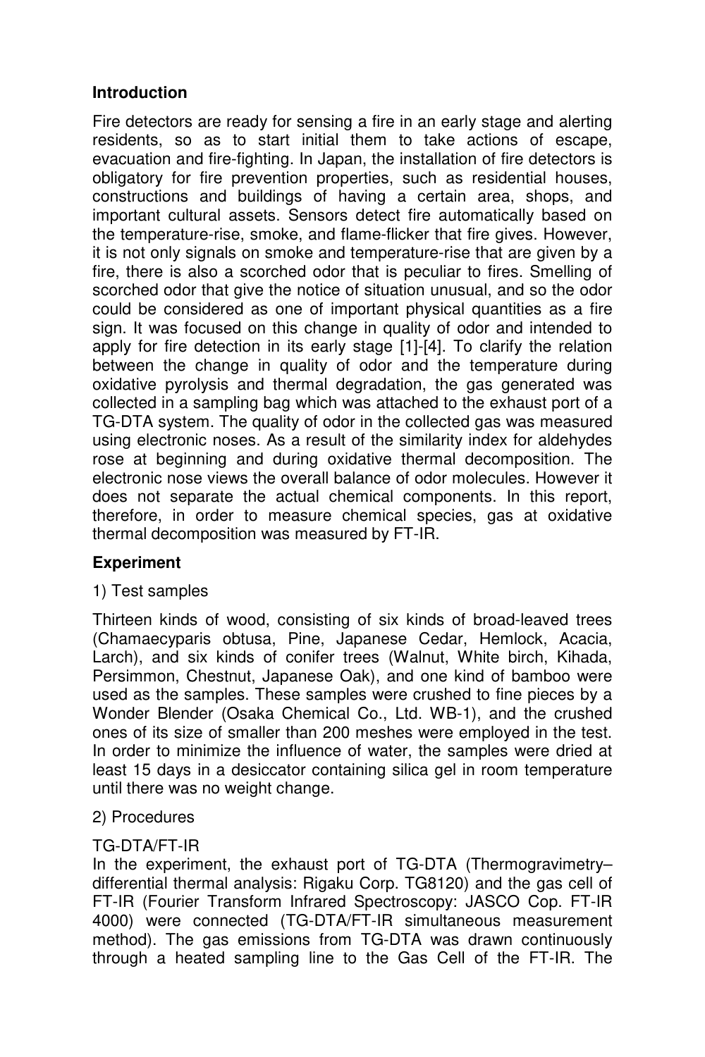## Introduction

Fire detectors are ready for sensing a fire in an early stage and alerting residents, so as to start initial them to take actions of escape, evacuation and fire-fighting. In Japan, the installation of fire detectors is obligatory for fire prevention properties, such as residential houses, constructions and buildings of having a certain area, shops, and important cultural assets. Sensors detect fire automatically based on the temperature-rise, smoke, and flame-flicker that fire gives. However, it is not only signals on smoke and temperature-rise that are given by a fire, there is also a scorched odor that is peculiar to fires. Smelling of scorched odor that give the notice of situation unusual, and so the odor could be considered as one of important physical quantities as a fire sign. It was focused on this change in quality of odor and intended to apply for fire detection in its early stage [1]-[4]. To clarify the relation between the change in quality of odor and the temperature during oxidative pyrolysis and thermal degradation, the gas generated was collected in a sampling bag which was attached to the exhaust port of a TG-DTA system. The quality of odor in the collected gas was measured using electronic noses. As a result of the similarity index for aldehydes rose at beginning and during oxidative thermal decomposition. The electronic nose views the overall balance of odor molecules. However it does not separate the actual chemical components. In this report, therefore, in order to measure chemical species, gas at oxidative thermal decomposition was measured by FT-IR.

## Experiment

1) Test samples

Thirteen kinds of wood, consisting of six kinds of broad-leaved trees (Chamaecyparis obtusa, Pine, Japanese Cedar, Hemlock, Acacia, Larch), and six kinds of conifer trees (Walnut, White birch, Kihada, Persimmon, Chestnut, Japanese Oak), and one kind of bamboo were used as the samples. These samples were crushed to fine pieces by a Wonder Blender (Osaka Chemical Co., Ltd. WB-1), and the crushed ones of its size of smaller than 200 meshes were employed in the test. In order to minimize the influence of water, the samples were dried at least 15 days in a desiccator containing silica gel in room temperature until there was no weight change.

2) Procedures

TG-DTA/FT-IR

In the experiment, the exhaust port of TG-DTA (Thermogravimetry–differential thermal analysis: Rigaku Corp. TG8120) and the gas cell of FT-IR (Fourier Transform Infrared Spectroscopy: JASCO Cop. FT-IR 4000) were connected (TG-DTA/FT-IR simultaneous measurement method). The gas emissions from TG-DTA was drawn continuously through a heated sampling line to the Gas Cell of the FT-IR. The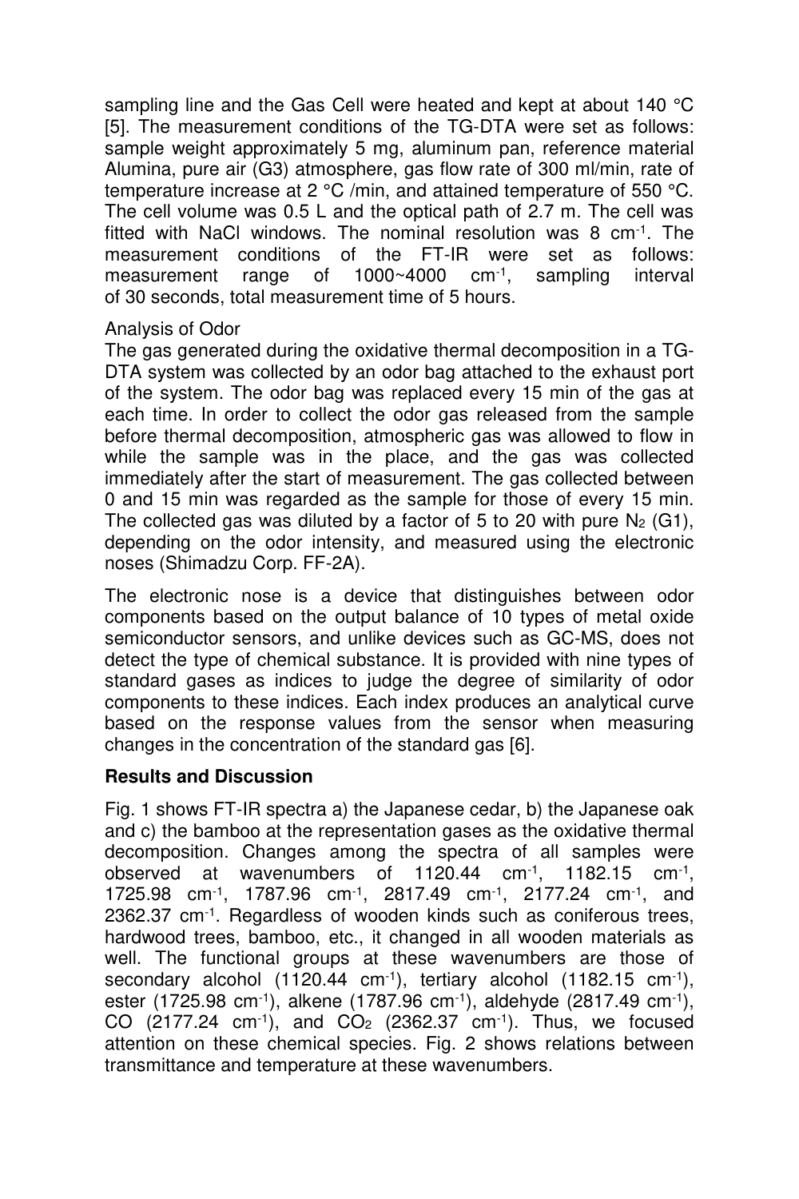sampling line and the Gas Cell were heated and kept at about 140 °C [5]. The measurement conditions of the TG-DTA were set as follows: sample weight approximately 5 mg, aluminum pan, reference material Alumina, pure air (G3) atmosphere, gas flow rate of 300 ml/min, rate of temperature increase at 2 °C /min, and attained temperature of 550 °C. The cell volume was 0.5 L and the optical path of 2.7 m. The cell was fitted with NaCl windows. The nominal resolution was 8 $cm^{-1}$. The measurement conditions of the FT-IR were set as follows: measurement range of 1000~4000 $cm^{-1}$, sampling interval of 30 seconds, total measurement time of 5 hours.

Analysis of Odor

The gas generated during the oxidative thermal decomposition in a TG-DTA system was collected by an odor bag attached to the exhaust port of the system. The odor bag was replaced every 15 min of the gas at each time. In order to collect the odor gas released from the sample before thermal decomposition, atmospheric gas was allowed to flow in while the sample was in the place, and the gas was collected immediately after the start of measurement. The gas collected between 0 and 15 min was regarded as the sample for those of every 15 min. The collected gas was diluted by a factor of 5 to 20 with pure $N_2$ (G1), depending on the odor intensity, and measured using the electronic noses (Shimadzu Corp. FF-2A).

The electronic nose is a device that distinguishes between odor components based on the output balance of 10 types of metal oxide semiconductor sensors, and unlike devices such as GC-MS, does not detect the type of chemical substance. It is provided with nine types of standard gases as indices to judge the degree of similarity of odor components to these indices. Each index produces an analytical curve based on the response values from the sensor when measuring changes in the concentration of the standard gas [6].

## Results and Discussion

Fig. 1 shows FT-IR spectra a) the Japanese cedar, b) the Japanese oak and c) the bamboo at the representation gases as the oxidative thermal decomposition. Changes among the spectra of all samples were observed at wavenumbers of 1120.44 $cm^{-1}$, 1182.15 $cm^{-1}$, 1725.98 $cm^{-1}$, 1787.96 $cm^{-1}$, 2817.49 $cm^{-1}$, 2177.24 $cm^{-1}$, and 2362.37 $cm^{-1}$. Regardless of wooden kinds such as coniferous trees, hardwood trees, bamboo, etc., it changed in all wooden materials as well. The functional groups at these wavenumbers are those of secondary alcohol (1120.44 $cm^{-1}$), tertiary alcohol (1182.15 $cm^{-1}$), ester (1725.98 $cm^{-1}$), alkene (1787.96 $cm^{-1}$), aldehyde (2817.49 $cm^{-1}$), CO (2177.24 $cm^{-1}$), and $CO_2$ (2362.37 $cm^{-1}$). Thus, we focused attention on these chemical species. Fig. 2 shows relations between transmittance and temperature at these wavenumbers.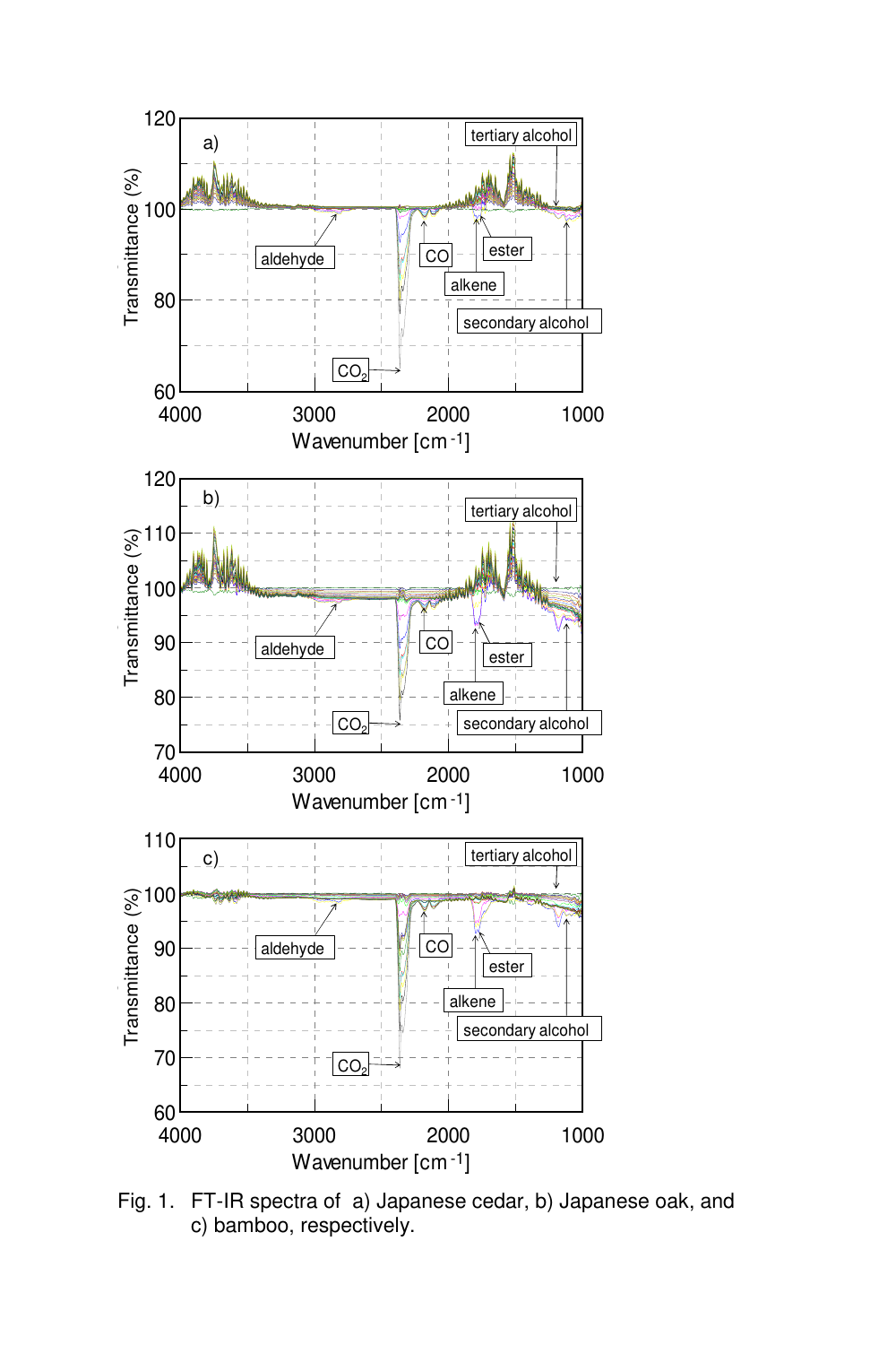Fig. 1. FT-IR spectra of a) Japanese cedar, b) Japanese oak, and c) bamboo, respectively.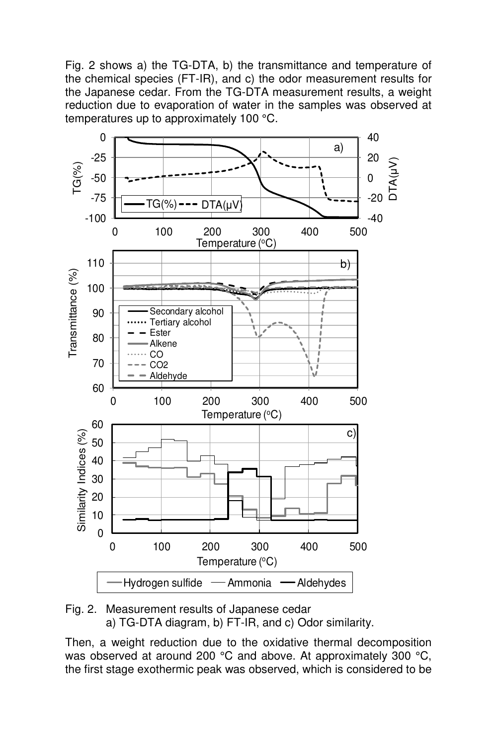Fig. 2 shows a) the TG-DTA, b) the transmittance and temperature of the chemical species (FT-IR), and c) the odor measurement results for the Japanese cedar. From the TG-DTA measurement results, a weight reduction due to evaporation of water in the samples was observed at temperatures up to approximately 100 °C.

Fig. 2. Measurement results of Japanese cedar
a) TG-DTA diagram, b) FT-IR, and c) Odor similarity.

Then, a weight reduction due to the oxidative thermal decomposition was observed at around 200 °C and above. At approximately 300 °C, the first stage exothermic peak was observed, which is considered to be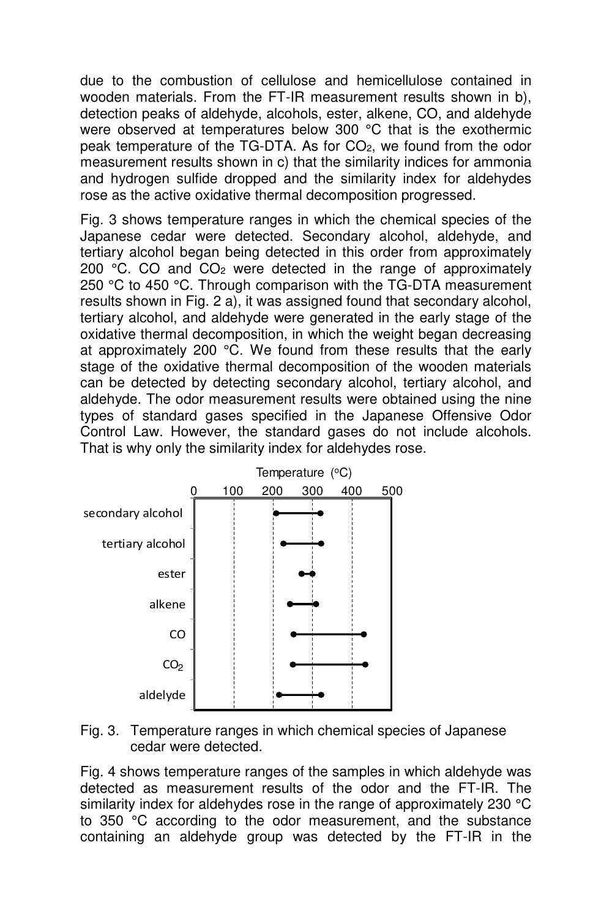due to the combustion of cellulose and hemicellulose contained in wooden materials. From the FT-IR measurement results shown in b), detection peaks of aldehyde, alcohols, ester, alkene, CO, and aldehyde were observed at temperatures below 300 °C that is the exothermic peak temperature of the TG-DTA. As for $CO_2$, we found from the odor measurement results shown in c) that the similarity indices for ammonia and hydrogen sulfide dropped and the similarity index for aldehydes rose as the active oxidative thermal decomposition progressed.

Fig. 3 shows temperature ranges in which the chemical species of the Japanese cedar were detected. Secondary alcohol, aldehyde, and tertiary alcohol began being detected in this order from approximately 200 °C. CO and $CO_2$ were detected in the range of approximately 250 °C to 450 °C. Through comparison with the TG-DTA measurement results shown in Fig. 2 a), it was assigned found that secondary alcohol, tertiary alcohol, and aldehyde were generated in the early stage of the oxidative thermal decomposition, in which the weight began decreasing at approximately 200 °C. We found from these results that the early stage of the oxidative thermal decomposition of the wooden materials can be detected by detecting secondary alcohol, tertiary alcohol, and aldehyde. The odor measurement results were obtained using the nine types of standard gases specified in the Japanese Offensive Odor Control Law. However, the standard gases do not include alcohols. That is why only the similarity index for aldehydes rose.

Fig. 3. Temperature ranges in which chemical species of Japanese cedar were detected.

Fig. 4 shows temperature ranges of the samples in which aldehyde was detected as measurement results of the odor and the FT-IR. The similarity index for aldehydes rose in the range of approximately 230 °C to 350 °C according to the odor measurement, and the substance containing an aldehyde group was detected by the FT-IR in the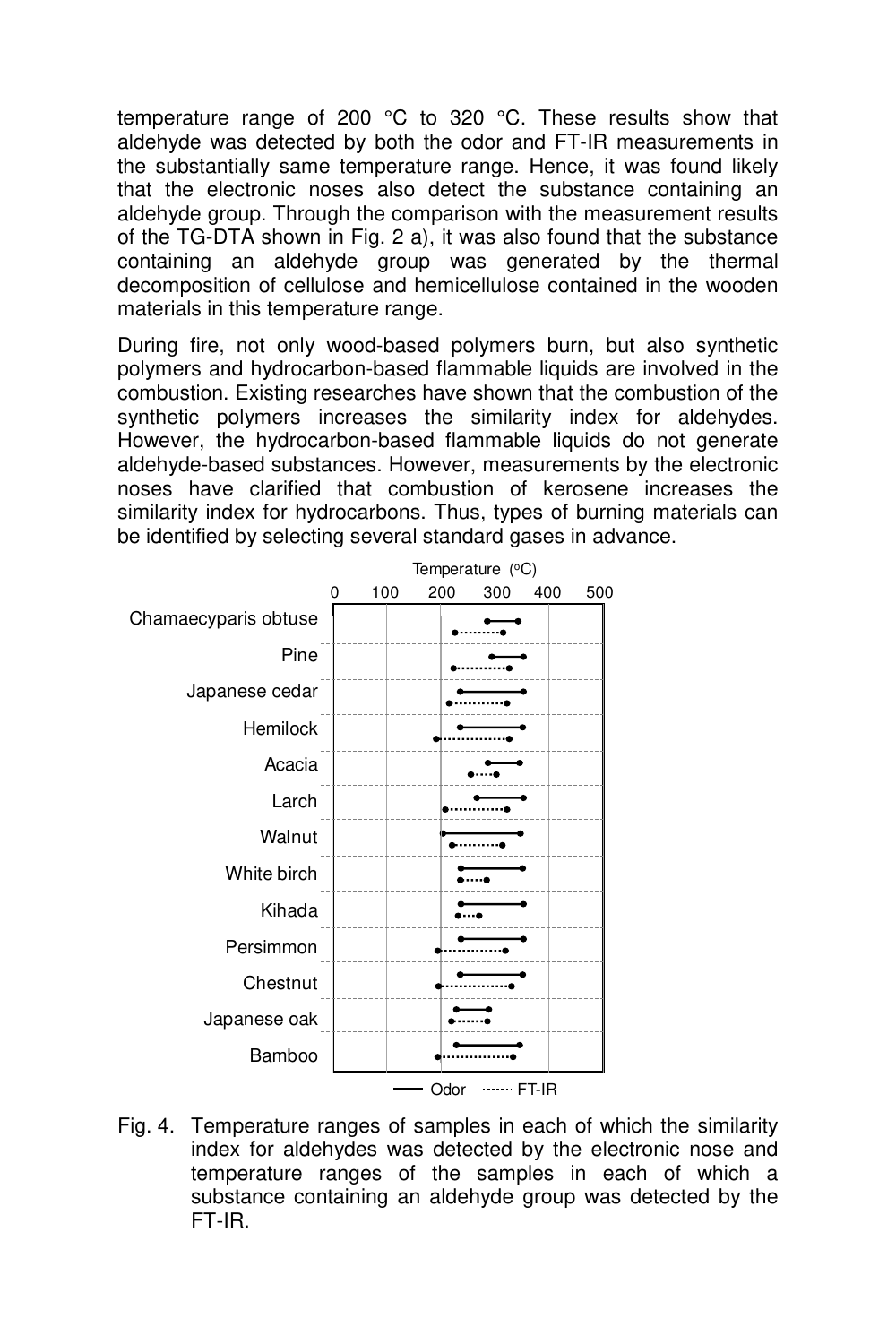temperature range of 200 °C to 320 °C. These results show that aldehyde was detected by both the odor and FT-IR measurements in the substantially same temperature range. Hence, it was found likely that the electronic noses also detect the substance containing an aldehyde group. Through the comparison with the measurement results of the TG-DTA shown in Fig. 2 a), it was also found that the substance containing an aldehyde group was generated by the thermal decomposition of cellulose and hemicellulose contained in the wooden materials in this temperature range.

During fire, not only wood-based polymers burn, but also synthetic polymers and hydrocarbon-based flammable liquids are involved in the combustion. Existing researches have shown that the combustion of the synthetic polymers increases the similarity index for aldehydes. However, the hydrocarbon-based flammable liquids do not generate aldehyde-based substances. However, measurements by the electronic noses have clarified that combustion of kerosene increases the similarity index for hydrocarbons. Thus, types of burning materials can be identified by selecting several standard gases in advance.

Fig. 4. Temperature ranges of samples in each of which the similarity index for aldehydes was detected by the electronic nose and temperature ranges of the samples in each of which a substance containing an aldehyde group was detected by the FT-IR.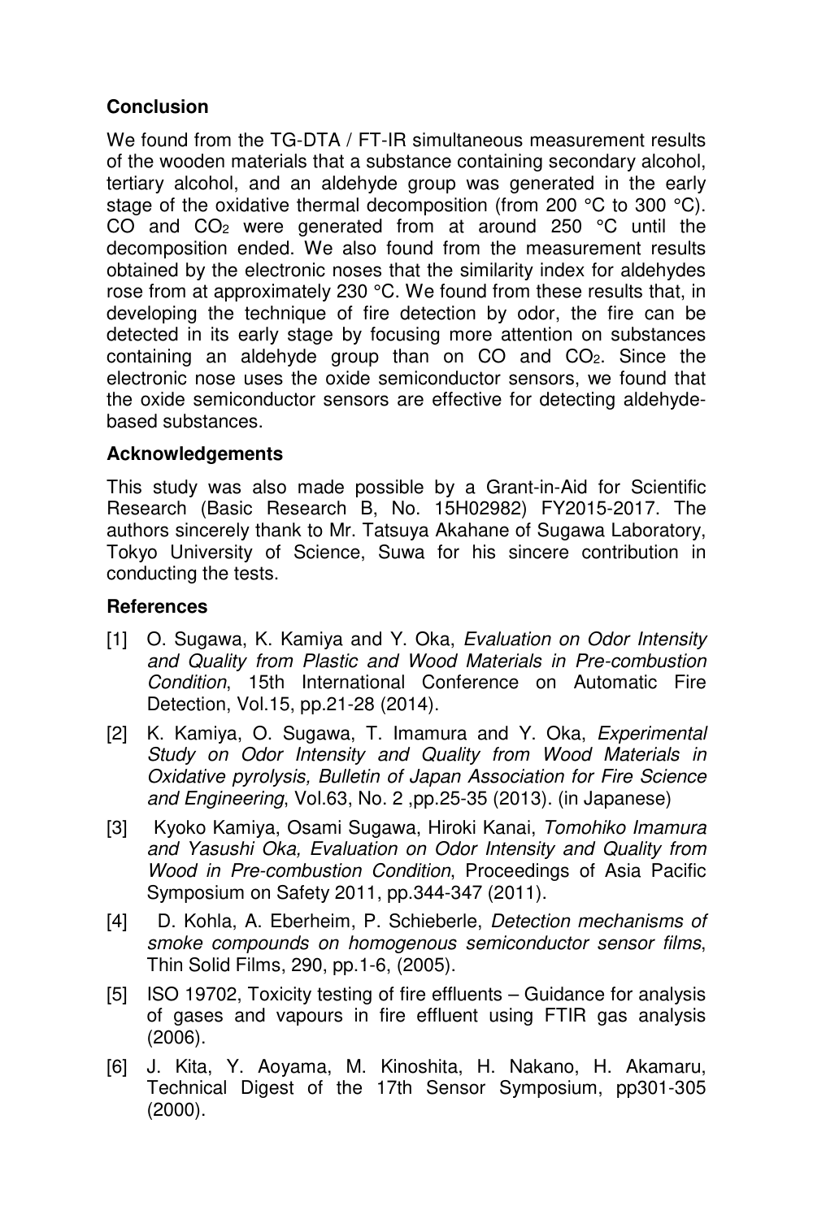## Conclusion

We found from the TG-DTA / FT-IR simultaneous measurement results of the wooden materials that a substance containing secondary alcohol, tertiary alcohol, and an aldehyde group was generated in the early stage of the oxidative thermal decomposition (from 200 °C to 300 °C). CO and $CO_2$ were generated from at around 250 °C until the decomposition ended. We also found from the measurement results obtained by the electronic noses that the similarity index for aldehydes rose from at approximately 230 °C. We found from these results that, in developing the technique of fire detection by odor, the fire can be detected in its early stage by focusing more attention on substances containing an aldehyde group than on CO and $CO_2$. Since the electronic nose uses the oxide semiconductor sensors, we found that the oxide semiconductor sensors are effective for detecting aldehyde-based substances.

## Acknowledgements

This study was also made possible by a Grant-in-Aid for Scientific Research (Basic Research B, No. 15H02982) FY2015-2017. The authors sincerely thank to Mr. Tatsuya Akahane of Sugawa Laboratory, Tokyo University of Science, Suwa for his sincere contribution in conducting the tests.

## References

[1] O. Sugawa, K. Kamiya and Y. Oka, *Evaluation on Odor Intensity and Quality from Plastic and Wood Materials in Pre-combustion Condition*, 15th International Conference on Automatic Fire Detection, Vol.15, pp.21-28 (2014).

[2] K. Kamiya, O. Sugawa, T. Imamura and Y. Oka, *Experimental Study on Odor Intensity and Quality from Wood Materials in Oxidative pyrolysis, Bulletin of Japan Association for Fire Science and Engineering*, Vol.63, No. 2 ,pp.25-35 (2013). (in Japanese)

[3] Kyoko Kamiya, Osami Sugawa, Hiroki Kanai, *Tomohiko Imamura and Yasushi Oka, Evaluation on Odor Intensity and Quality from Wood in Pre-combustion Condition*, Proceedings of Asia Pacific Symposium on Safety 2011, pp.344-347 (2011).

[4] D. Kohla, A. Eberheim, P. Schieberle, *Detection mechanisms of smoke compounds on homogenous semiconductor sensor films*, Thin Solid Films, 290, pp.1-6, (2005).

[5] ISO 19702, Toxicity testing of fire effluents – Guidance for analysis of gases and vapours in fire effluent using FTIR gas analysis (2006).

[6] J. Kita, Y. Aoyama, M. Kinoshita, H. Nakano, H. Akamaru, Technical Digest of the 17th Sensor Symposium, pp301-305 (2000).